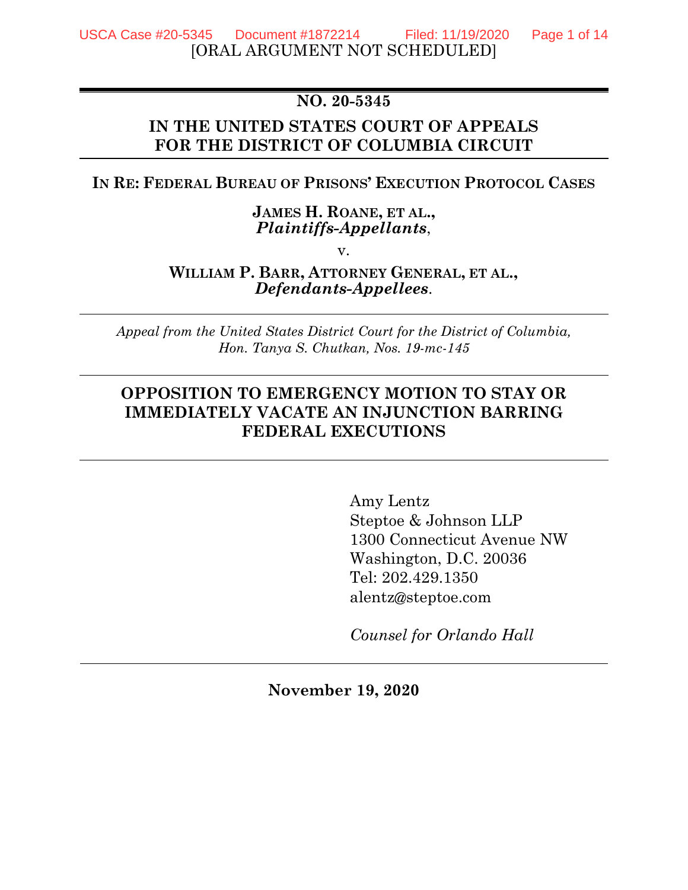[ORAL ARGUMENT NOT SCHEDULED]

**NO. 20-5345**

**IN THE UNITED STATES COURT OF APPEALS FOR THE DISTRICT OF COLUMBIA CIRCUIT**

**IN RE: FEDERAL BUREAU OF PRISONS' EXECUTION PROTOCOL CASES**

**JAMES H. ROANE, ET AL.,**
***Plaintiffs-Appellants*,**

v.

**WILLIAM P. BARR, ATTORNEY GENERAL, ET AL.,**
***Defendants-Appellees*.**

*Appeal from the United States District Court for the District of Columbia, Hon. Tanya S. Chutkan, Nos. 19-mc-145*

## OPPOSITION TO EMERGENCY MOTION TO STAY OR IMMEDIATELY VACATE AN INJUNCTION BARRING FEDERAL EXECUTIONS

Amy Lentz
Steptoe & Johnson LLP
1300 Connecticut Avenue NW
Washington, D.C. 20036
Tel: 202.429.1350
alentz@steptoe.com

*Counsel for Orlando Hall*

**November 19, 2020**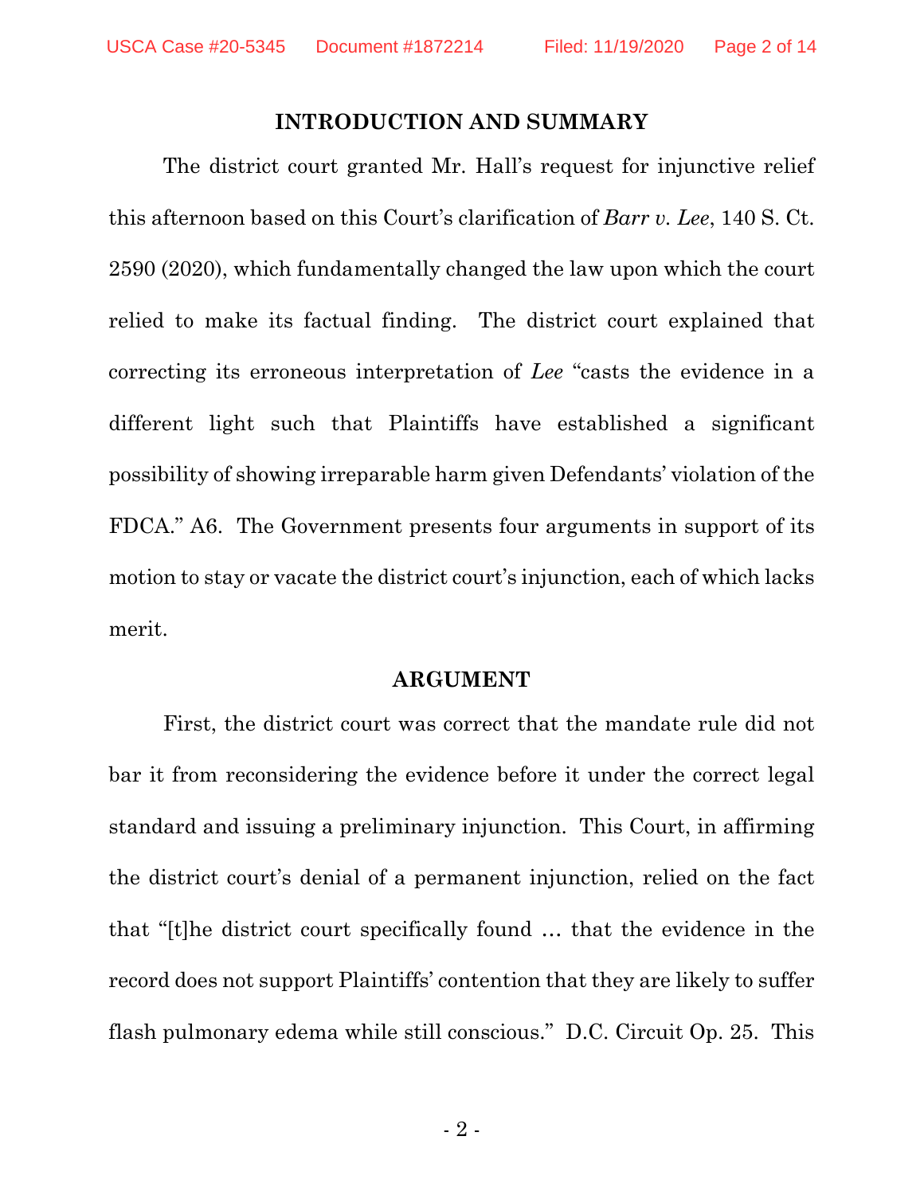## INTRODUCTION AND SUMMARY

The district court granted Mr. Hall's request for injunctive relief this afternoon based on this Court's clarification of *Barr v. Lee*, 140 S. Ct. 2590 (2020), which fundamentally changed the law upon which the court relied to make its factual finding. The district court explained that correcting its erroneous interpretation of *Lee* "casts the evidence in a different light such that Plaintiffs have established a significant possibility of showing irreparable harm given Defendants' violation of the FDCA." A6. The Government presents four arguments in support of its motion to stay or vacate the district court's injunction, each of which lacks merit.

## ARGUMENT

First, the district court was correct that the mandate rule did not bar it from reconsidering the evidence before it under the correct legal standard and issuing a preliminary injunction. This Court, in affirming the district court's denial of a permanent injunction, relied on the fact that "[t]he district court specifically found … that the evidence in the record does not support Plaintiffs' contention that they are likely to suffer flash pulmonary edema while still conscious." D.C. Circuit Op. 25. This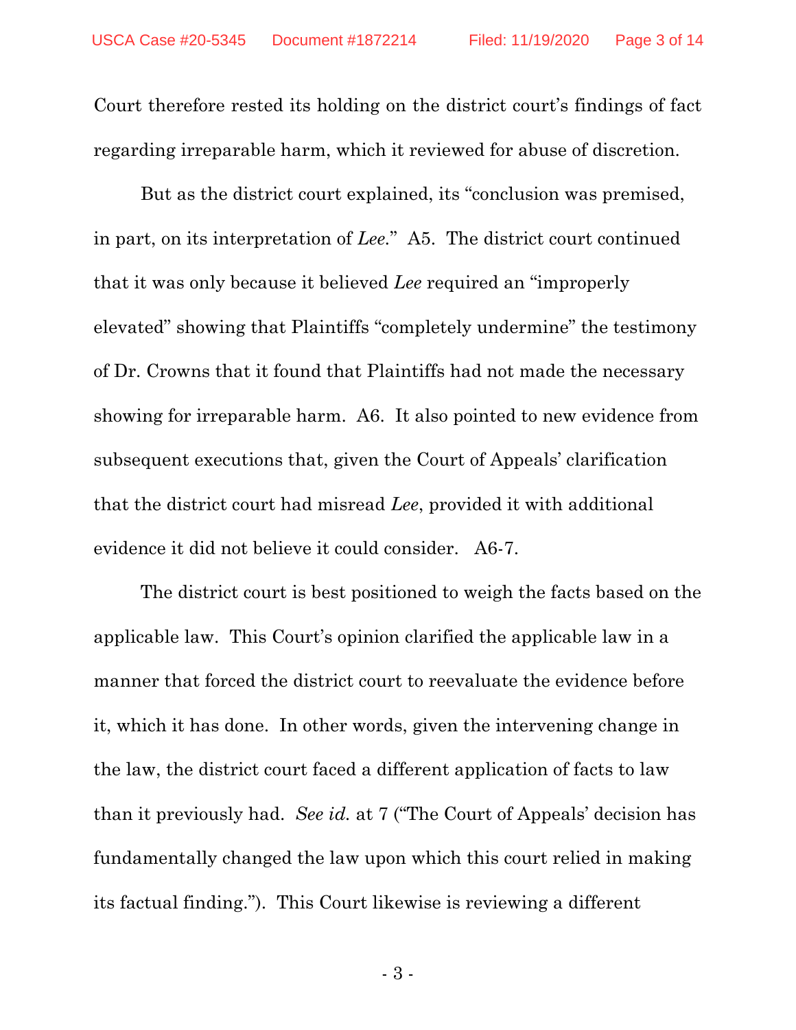Court therefore rested its holding on the district court's findings of fact regarding irreparable harm, which it reviewed for abuse of discretion.

But as the district court explained, its "conclusion was premised, in part, on its interpretation of *Lee*." A5. The district court continued that it was only because it believed *Lee* required an "improperly elevated" showing that Plaintiffs "completely undermine" the testimony of Dr. Crowns that it found that Plaintiffs had not made the necessary showing for irreparable harm. A6. It also pointed to new evidence from subsequent executions that, given the Court of Appeals' clarification that the district court had misread *Lee*, provided it with additional evidence it did not believe it could consider. A6-7.

The district court is best positioned to weigh the facts based on the applicable law. This Court's opinion clarified the applicable law in a manner that forced the district court to reevaluate the evidence before it, which it has done. In other words, given the intervening change in the law, the district court faced a different application of facts to law than it previously had. *See id.* at 7 ("The Court of Appeals' decision has fundamentally changed the law upon which this court relied in making its factual finding."). This Court likewise is reviewing a different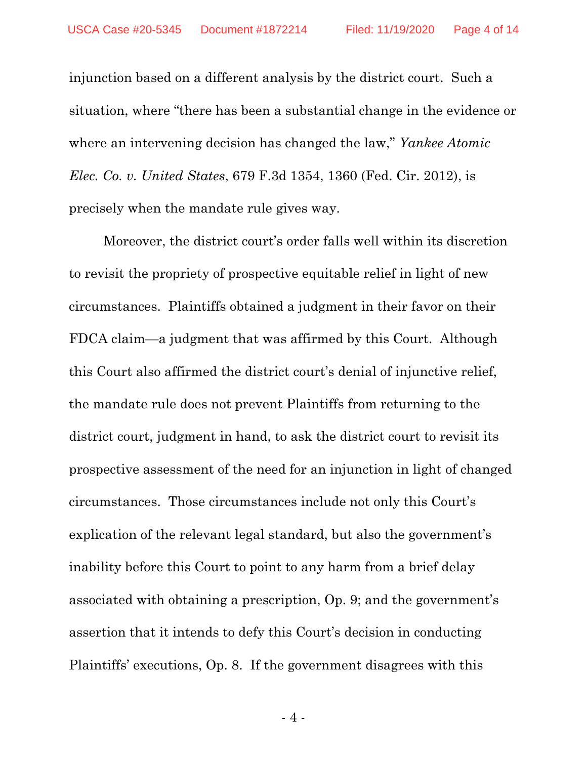injunction based on a different analysis by the district court. Such a situation, where "there has been a substantial change in the evidence or where an intervening decision has changed the law," *Yankee Atomic Elec. Co. v. United States*, 679 F.3d 1354, 1360 (Fed. Cir. 2012), is precisely when the mandate rule gives way.

Moreover, the district court's order falls well within its discretion to revisit the propriety of prospective equitable relief in light of new circumstances. Plaintiffs obtained a judgment in their favor on their FDCA claim—a judgment that was affirmed by this Court. Although this Court also affirmed the district court's denial of injunctive relief, the mandate rule does not prevent Plaintiffs from returning to the district court, judgment in hand, to ask the district court to revisit its prospective assessment of the need for an injunction in light of changed circumstances. Those circumstances include not only this Court's explication of the relevant legal standard, but also the government's inability before this Court to point to any harm from a brief delay associated with obtaining a prescription, Op. 9; and the government's assertion that it intends to defy this Court's decision in conducting Plaintiffs' executions, Op. 8. If the government disagrees with this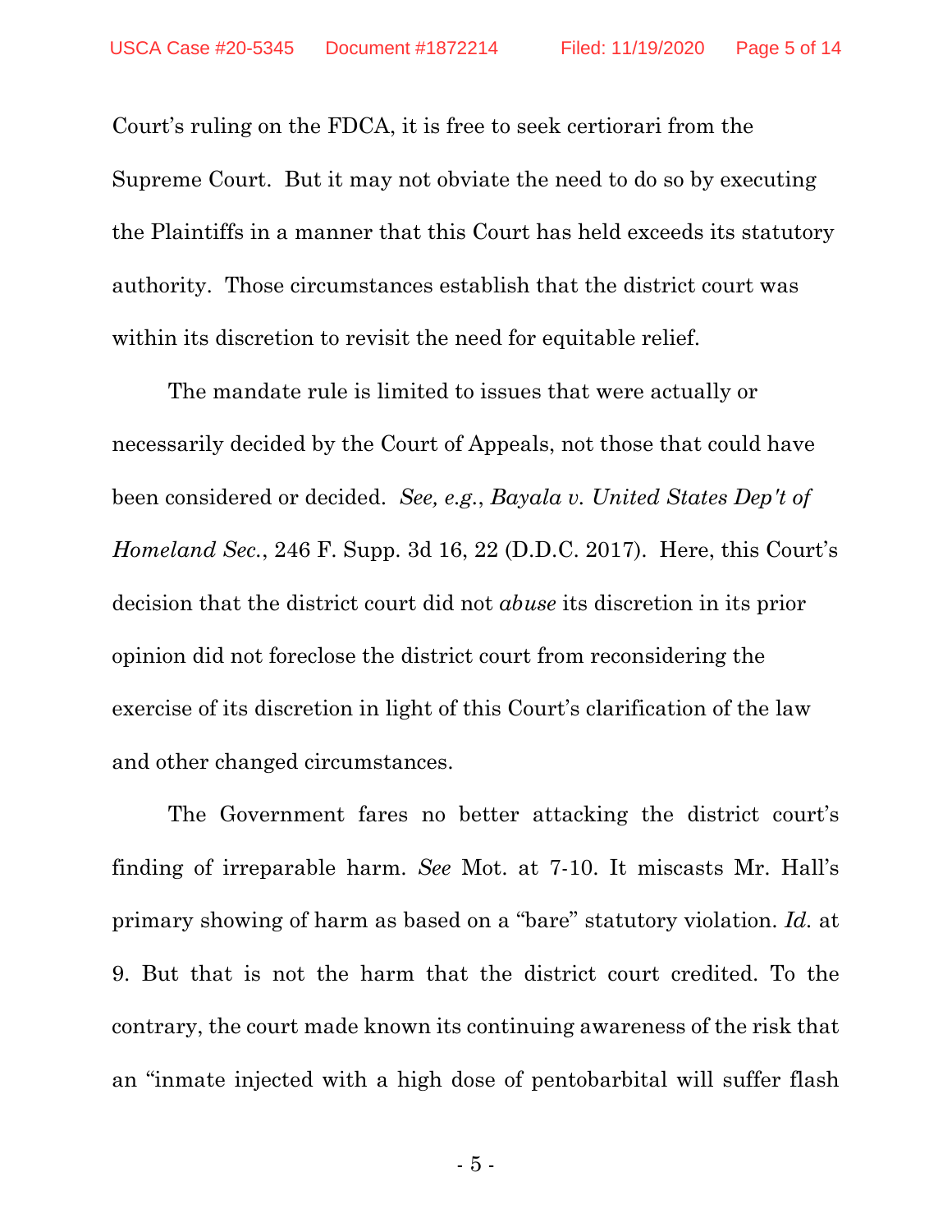Court's ruling on the FDCA, it is free to seek certiorari from the Supreme Court. But it may not obviate the need to do so by executing the Plaintiffs in a manner that this Court has held exceeds its statutory authority. Those circumstances establish that the district court was within its discretion to revisit the need for equitable relief.

The mandate rule is limited to issues that were actually or necessarily decided by the Court of Appeals, not those that could have been considered or decided. *See, e.g.*, *Bayala v. United States Dep't of Homeland Sec.*, 246 F. Supp. 3d 16, 22 (D.D.C. 2017). Here, this Court's decision that the district court did not *abuse* its discretion in its prior opinion did not foreclose the district court from reconsidering the exercise of its discretion in light of this Court's clarification of the law and other changed circumstances.

The Government fares no better attacking the district court's finding of irreparable harm. *See* Mot. at 7-10. It miscasts Mr. Hall's primary showing of harm as based on a "bare" statutory violation. *Id.* at 9. But that is not the harm that the district court credited. To the contrary, the court made known its continuing awareness of the risk that an "inmate injected with a high dose of pentobarbital will suffer flash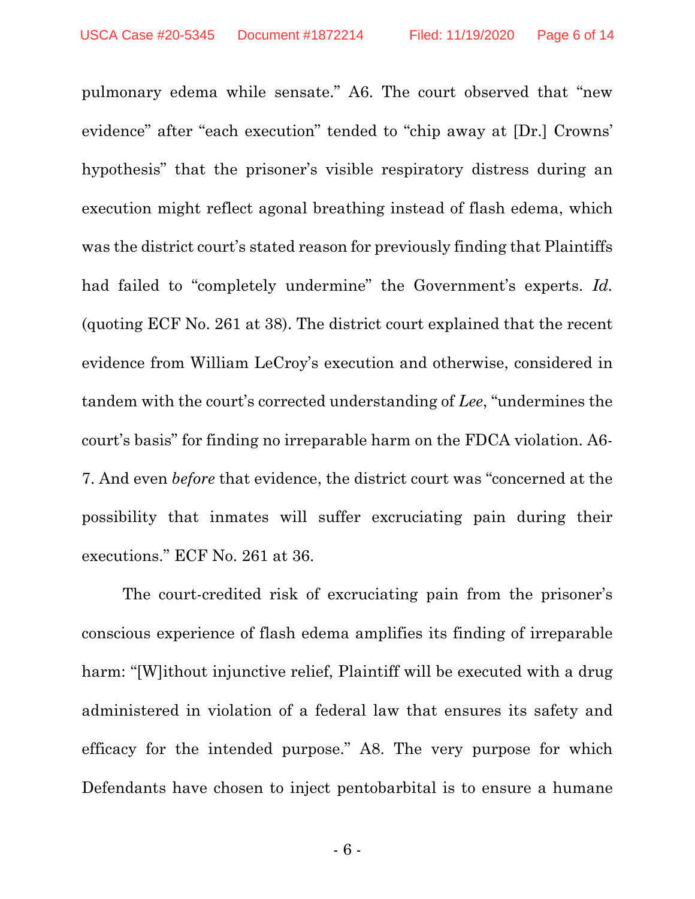pulmonary edema while sensate." A6. The court observed that "new evidence" after "each execution" tended to "chip away at [Dr.] Crowns' hypothesis" that the prisoner's visible respiratory distress during an execution might reflect agonal breathing instead of flash edema, which was the district court's stated reason for previously finding that Plaintiffs had failed to "completely undermine" the Government's experts. *Id.* (quoting ECF No. 261 at 38). The district court explained that the recent evidence from William LeCroy's execution and otherwise, considered in tandem with the court's corrected understanding of *Lee*, "undermines the court's basis" for finding no irreparable harm on the FDCA violation. A6-7. And even *before* that evidence, the district court was "concerned at the possibility that inmates will suffer excruciating pain during their executions." ECF No. 261 at 36.

The court-credited risk of excruciating pain from the prisoner's conscious experience of flash edema amplifies its finding of irreparable harm: "[W]ithout injunctive relief, Plaintiff will be executed with a drug administered in violation of a federal law that ensures its safety and efficacy for the intended purpose." A8. The very purpose for which Defendants have chosen to inject pentobarbital is to ensure a humane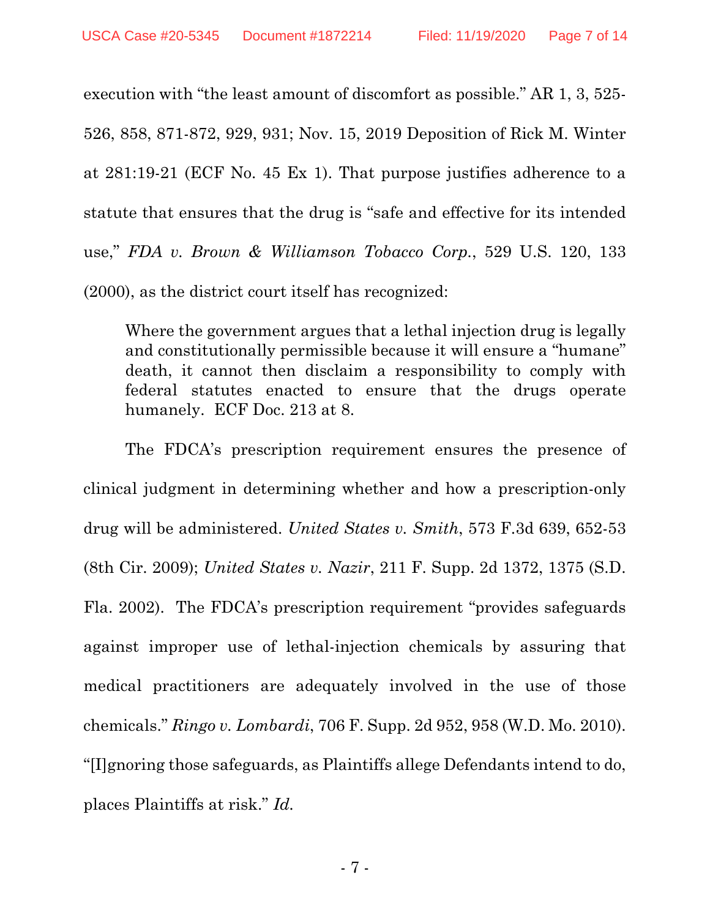execution with "the least amount of discomfort as possible." AR 1, 3, 525-526, 858, 871-872, 929, 931; Nov. 15, 2019 Deposition of Rick M. Winter at 281:19-21 (ECF No. 45 Ex 1). That purpose justifies adherence to a statute that ensures that the drug is "safe and effective for its intended use," *FDA v. Brown & Williamson Tobacco Corp.*, 529 U.S. 120, 133 (2000), as the district court itself has recognized:

> Where the government argues that a lethal injection drug is legally and constitutionally permissible because it will ensure a "humane" death, it cannot then disclaim a responsibility to comply with federal statutes enacted to ensure that the drugs operate humanely. ECF Doc. 213 at 8.

The FDCA's prescription requirement ensures the presence of clinical judgment in determining whether and how a prescription-only drug will be administered. *United States v. Smith*, 573 F.3d 639, 652-53 (8th Cir. 2009); *United States v. Nazir*, 211 F. Supp. 2d 1372, 1375 (S.D. Fla. 2002). The FDCA's prescription requirement "provides safeguards against improper use of lethal-injection chemicals by assuring that medical practitioners are adequately involved in the use of those chemicals." *Ringo v. Lombardi*, 706 F. Supp. 2d 952, 958 (W.D. Mo. 2010). "[I]gnoring those safeguards, as Plaintiffs allege Defendants intend to do, places Plaintiffs at risk." *Id.*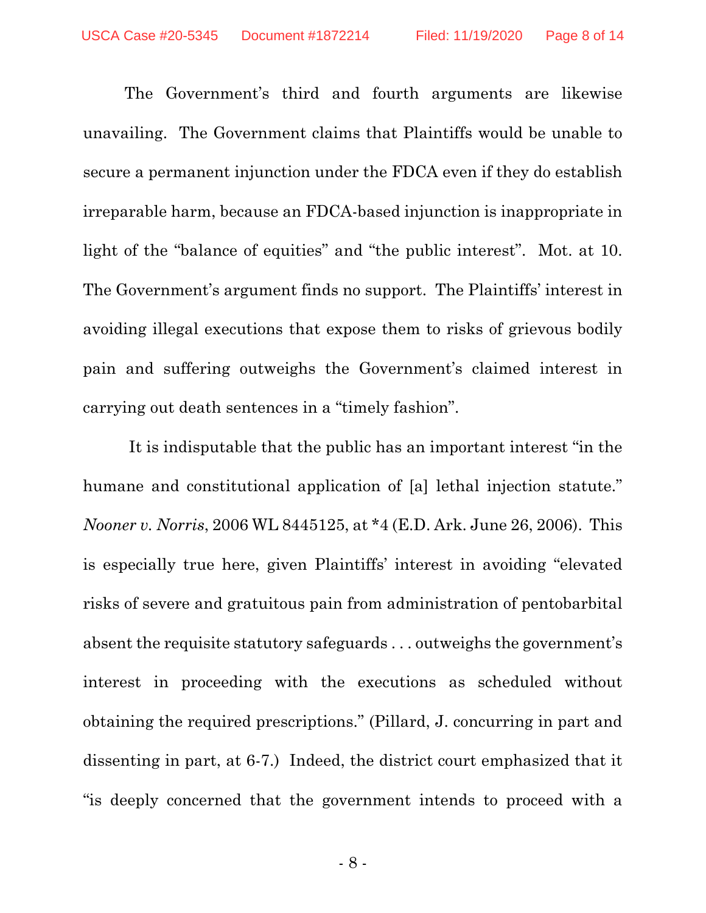The Government's third and fourth arguments are likewise unavailing. The Government claims that Plaintiffs would be unable to secure a permanent injunction under the FDCA even if they do establish irreparable harm, because an FDCA-based injunction is inappropriate in light of the "balance of equities" and "the public interest". Mot. at 10. The Government's argument finds no support. The Plaintiffs' interest in avoiding illegal executions that expose them to risks of grievous bodily pain and suffering outweighs the Government's claimed interest in carrying out death sentences in a "timely fashion".

It is indisputable that the public has an important interest "in the humane and constitutional application of [a] lethal injection statute." *Nooner v. Norris*, 2006 WL 8445125, at *4 (E.D. Ark. June 26, 2006). This is especially true here, given Plaintiffs' interest in avoiding "elevated risks of severe and gratuitous pain from administration of pentobarbital absent the requisite statutory safeguards . . . outweighs the government's interest in proceeding with the executions as scheduled without obtaining the required prescriptions." (Pillard, J. concurring in part and dissenting in part, at 6-7.) Indeed, the district court emphasized that it "is deeply concerned that the government intends to proceed with a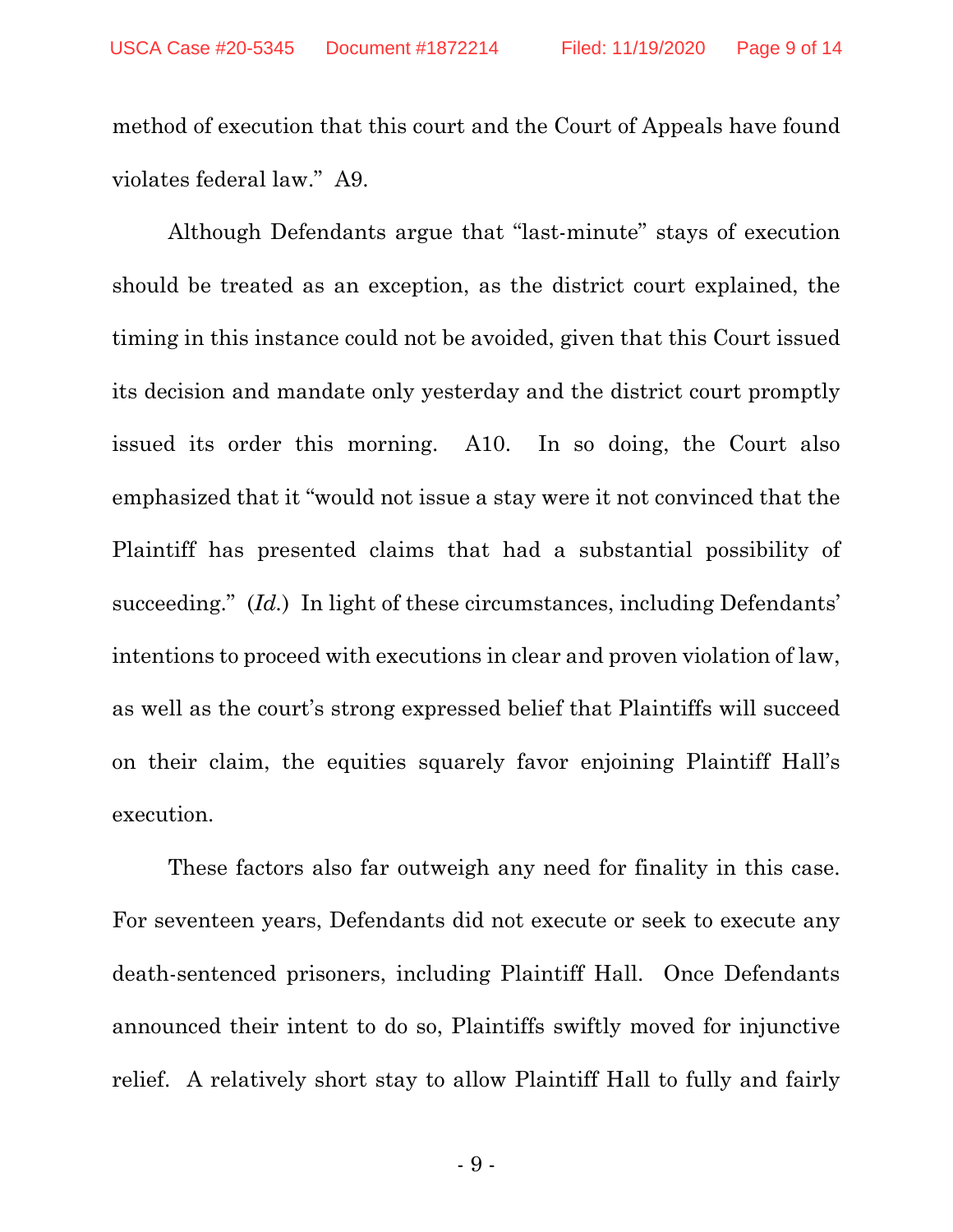method of execution that this court and the Court of Appeals have found violates federal law." A9.

Although Defendants argue that "last-minute" stays of execution should be treated as an exception, as the district court explained, the timing in this instance could not be avoided, given that this Court issued its decision and mandate only yesterday and the district court promptly issued its order this morning. A10. In so doing, the Court also emphasized that it "would not issue a stay were it not convinced that the Plaintiff has presented claims that had a substantial possibility of succeeding." (*Id.*) In light of these circumstances, including Defendants' intentions to proceed with executions in clear and proven violation of law, as well as the court's strong expressed belief that Plaintiffs will succeed on their claim, the equities squarely favor enjoining Plaintiff Hall's execution.

These factors also far outweigh any need for finality in this case. For seventeen years, Defendants did not execute or seek to execute any death-sentenced prisoners, including Plaintiff Hall. Once Defendants announced their intent to do so, Plaintiffs swiftly moved for injunctive relief. A relatively short stay to allow Plaintiff Hall to fully and fairly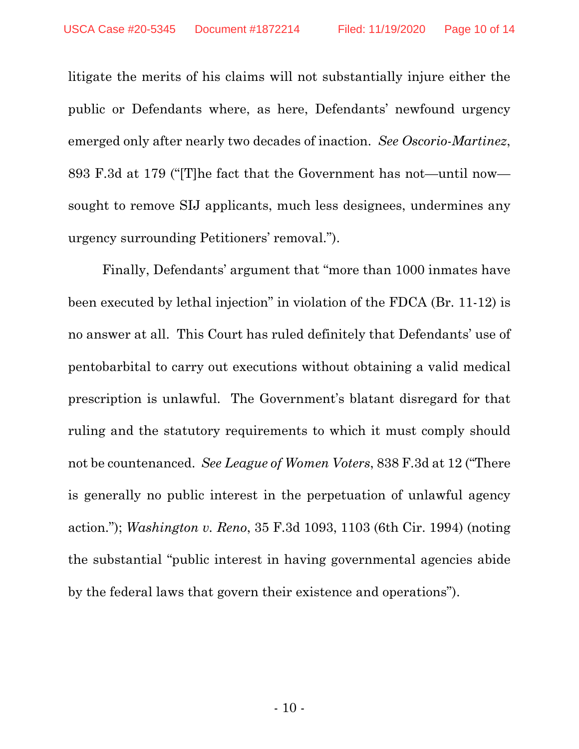litigate the merits of his claims will not substantially injure either the public or Defendants where, as here, Defendants' newfound urgency emerged only after nearly two decades of inaction. *See Oscorio-Martinez*, 893 F.3d at 179 ("[T]he fact that the Government has not—until now—sought to remove SIJ applicants, much less designees, undermines any urgency surrounding Petitioners' removal.").

Finally, Defendants' argument that "more than 1000 inmates have been executed by lethal injection" in violation of the FDCA (Br. 11-12) is no answer at all. This Court has ruled definitely that Defendants' use of pentobarbital to carry out executions without obtaining a valid medical prescription is unlawful. The Government's blatant disregard for that ruling and the statutory requirements to which it must comply should not be countenanced. *See League of Women Voters*, 838 F.3d at 12 ("There is generally no public interest in the perpetuation of unlawful agency action."); *Washington v. Reno*, 35 F.3d 1093, 1103 (6th Cir. 1994) (noting the substantial "public interest in having governmental agencies abide by the federal laws that govern their existence and operations").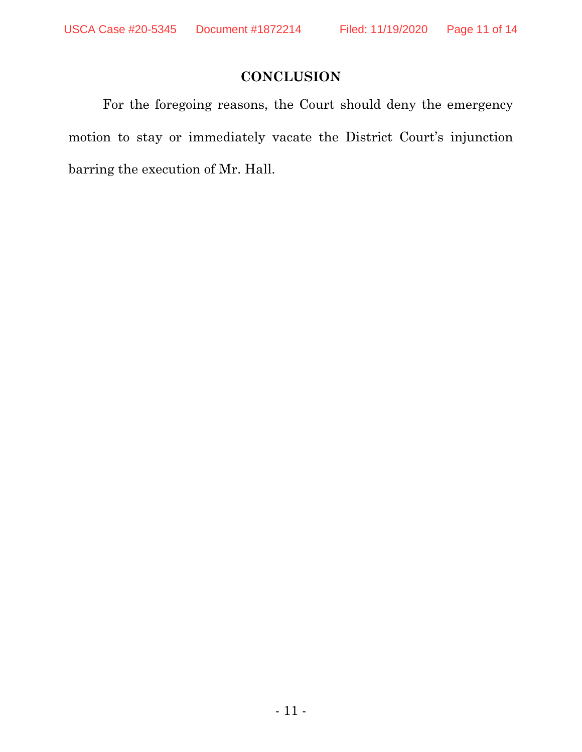## CONCLUSION

For the foregoing reasons, the Court should deny the emergency motion to stay or immediately vacate the District Court's injunction barring the execution of Mr. Hall.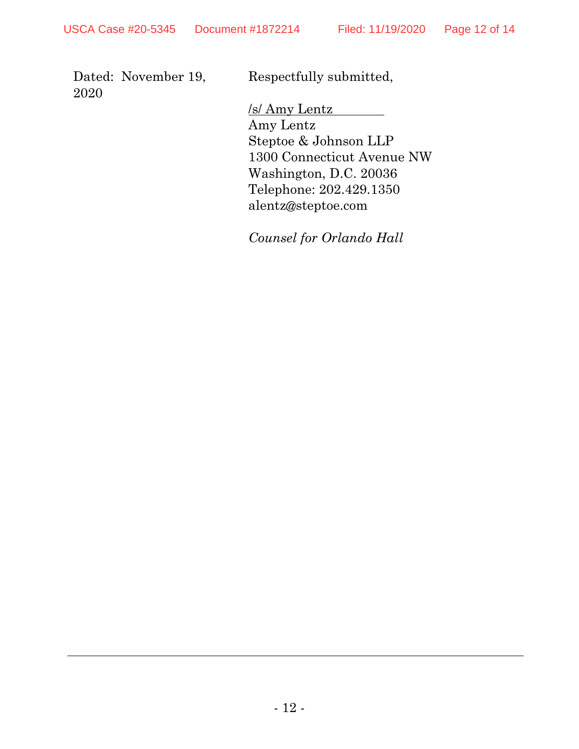Dated: November 19, 2020

Respectfully submitted,

/s/ Amy Lentz
Amy Lentz
Steptoe & Johnson LLP
1300 Connecticut Avenue NW
Washington, D.C. 20036
Telephone: 202.429.1350
alentz@steptoe.com

*Counsel for Orlando Hall*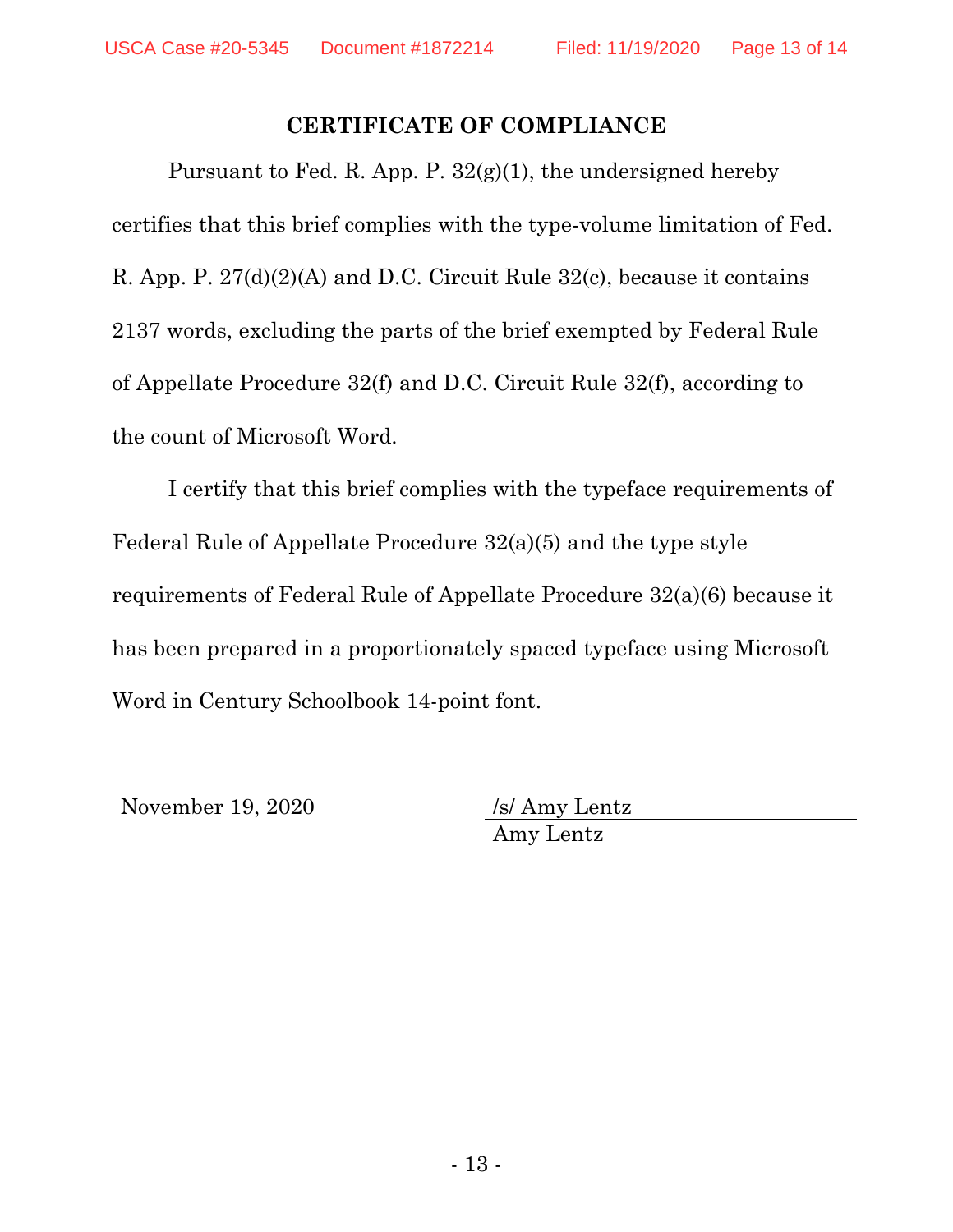## CERTIFICATE OF COMPLIANCE

Pursuant to Fed. R. App. P. 32(g)(1), the undersigned hereby certifies that this brief complies with the type-volume limitation of Fed. R. App. P. 27(d)(2)(A) and D.C. Circuit Rule 32(c), because it contains 2137 words, excluding the parts of the brief exempted by Federal Rule of Appellate Procedure 32(f) and D.C. Circuit Rule 32(f), according to the count of Microsoft Word.

I certify that this brief complies with the typeface requirements of Federal Rule of Appellate Procedure 32(a)(5) and the type style requirements of Federal Rule of Appellate Procedure 32(a)(6) because it has been prepared in a proportionately spaced typeface using Microsoft Word in Century Schoolbook 14-point font.

November 19, 2020

/s/ Amy Lentz
Amy Lentz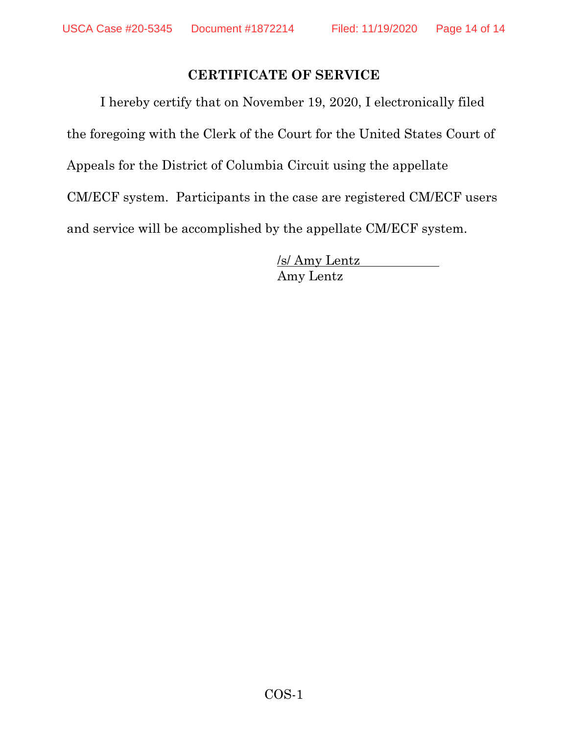## CERTIFICATE OF SERVICE

I hereby certify that on November 19, 2020, I electronically filed the foregoing with the Clerk of the Court for the United States Court of Appeals for the District of Columbia Circuit using the appellate CM/ECF system. Participants in the case are registered CM/ECF users and service will be accomplished by the appellate CM/ECF system.

/s/ Amy Lentz
Amy Lentz